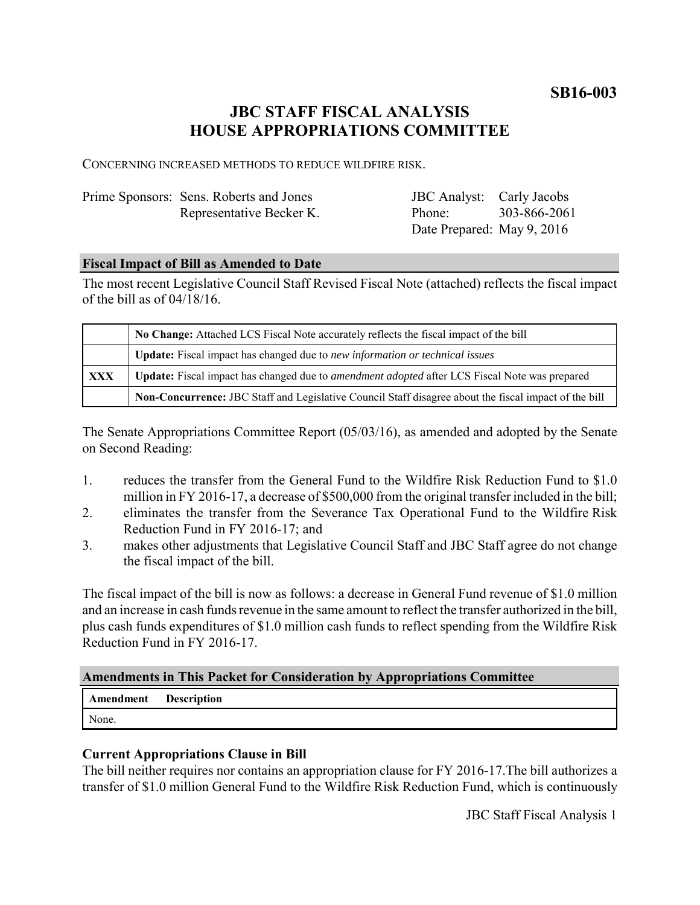**SB16-003**

# JBC STAFF FISCAL ANALYSIS
# HOUSE APPROPRIATIONS COMMITTEE

CONCERNING INCREASED METHODS TO REDUCE WILDFIRE RISK.

| | | | |
|---|---|---|---|
| Prime Sponsors: | Sens. Roberts and Jones | JBC Analyst: | Carly Jacobs |
| | Representative Becker K. | Phone: | 303-866-2061 |
| | | Date Prepared: | May 9, 2016 |

## Fiscal Impact of Bill as Amended to Date

The most recent Legislative Council Staff Revised Fiscal Note (attached) reflects the fiscal impact of the bill as of 04/18/16.

| | |
|---|---|
| | **No Change:** Attached LCS Fiscal Note accurately reflects the fiscal impact of the bill |
| | **Update:** Fiscal impact has changed due to *new information or technical issues* |
| **XXX** | **Update:** Fiscal impact has changed due to *amendment adopted* after LCS Fiscal Note was prepared |
| | **Non-Concurrence:** JBC Staff and Legislative Council Staff disagree about the fiscal impact of the bill |

The Senate Appropriations Committee Report (05/03/16), as amended and adopted by the Senate on Second Reading:

1. reduces the transfer from the General Fund to the Wildfire Risk Reduction Fund to $1.0 million in FY 2016-17, a decrease of $500,000 from the original transfer included in the bill;
2. eliminates the transfer from the Severance Tax Operational Fund to the Wildfire Risk Reduction Fund in FY 2016-17; and
3. makes other adjustments that Legislative Council Staff and JBC Staff agree do not change the fiscal impact of the bill.

The fiscal impact of the bill is now as follows: a decrease in General Fund revenue of $1.0 million and an increase in cash funds revenue in the same amount to reflect the transfer authorized in the bill, plus cash funds expenditures of $1.0 million cash funds to reflect spending from the Wildfire Risk Reduction Fund in FY 2016-17.

## Amendments in This Packet for Consideration by Appropriations Committee

| Amendment | Description |
|---|---|
| None. | |

### Current Appropriations Clause in Bill

The bill neither requires nor contains an appropriation clause for FY 2016-17.The bill authorizes a transfer of $1.0 million General Fund to the Wildfire Risk Reduction Fund, which is continuously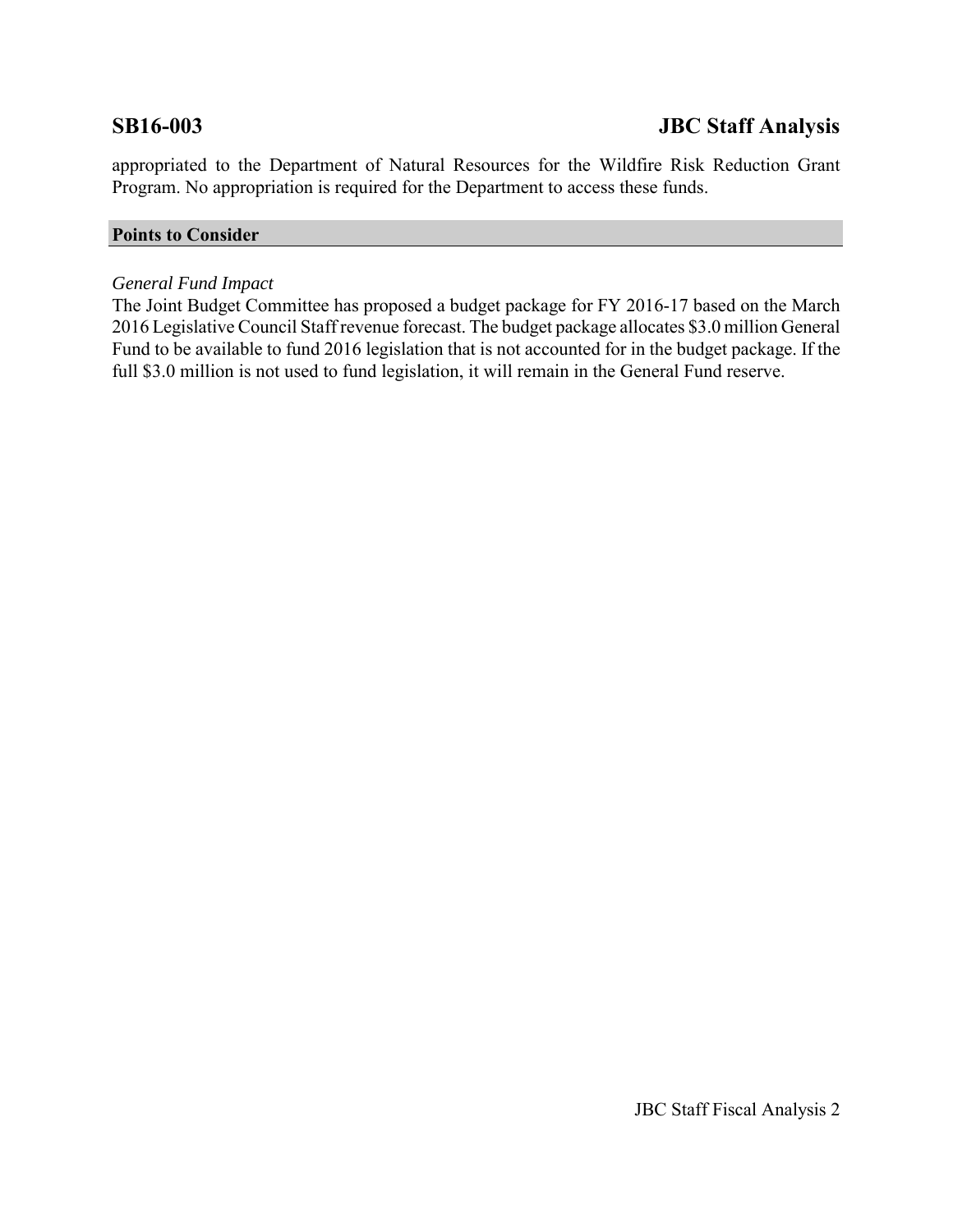appropriated to the Department of Natural Resources for the Wildfire Risk Reduction Grant Program. No appropriation is required for the Department to access these funds.

## Points to Consider

*General Fund Impact*

The Joint Budget Committee has proposed a budget package for FY 2016-17 based on the March 2016 Legislative Council Staff revenue forecast. The budget package allocates $3.0 million General Fund to be available to fund 2016 legislation that is not accounted for in the budget package. If the full $3.0 million is not used to fund legislation, it will remain in the General Fund reserve.